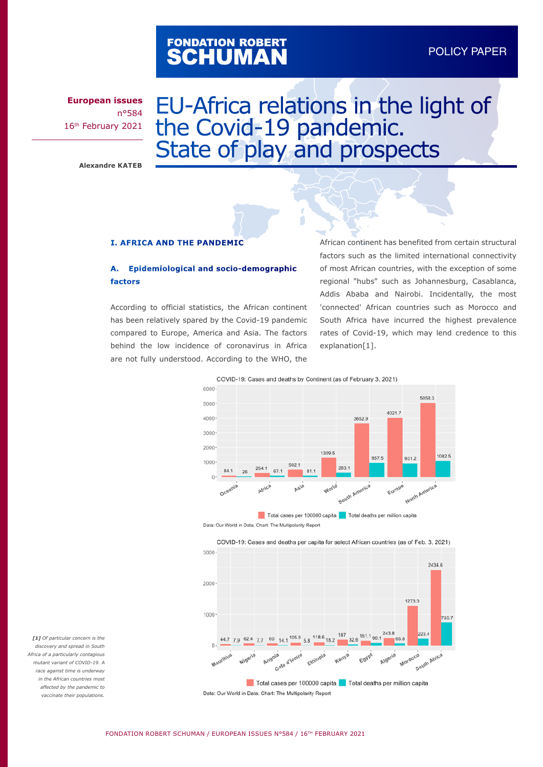FONDATION ROBERT SCHUMAN

POLICY PAPER

**European issues**
n°584
16th February 2021

# EU-Africa relations in the light of the Covid-19 pandemic. State of play and prospects

**Alexandre KATEB**

## I. AFRICA AND THE PANDEMIC

### A. Epidemiological and socio-demographic factors

According to official statistics, the African continent has been relatively spared by the Covid-19 pandemic compared to Europe, America and Asia. The factors behind the low incidence of coronavirus in Africa are not fully understood. According to the WHO, the African continent has benefited from certain structural factors such as the limited international connectivity of most African countries, with the exception of some regional "hubs" such as Johannesburg, Casablanca, Addis Ababa and Nairobi. Incidentally, the most 'connected' African countries such as Morocco and South Africa have incurred the highest prevalence rates of Covid-19, which may lend credence to this explanation[1].

COVID-19: Cases and deaths by Continent (as of February 3, 2021)

6000
5000
4000
3000
2000
1000
0

84.1 26
254.1 67.1
502.1 81.1
1309.5 283.1
3652.9 957.5
4021.7 931.2
5058.3 1082.5

Oceania, Africa, Asia, World, South America, Europe, North America

Total cases per 100000 capita / Total deaths per million capita

Data: Our World in Data, Chart: The Multipolarity Report

COVID-19: Cases and deaths per capita for select African countries (as of Feb. 3, 2021)

3000
2000
1000
0

44.7 7.9
62.4 7.7
60 14.1
105.9 5.8
118.6 18.2
187 32.6
161.1 90.1
243.8 65.8
1273.3 223.4
2434.6 735.7

Mauritius, Nigeria, Angola, Cote d'Ivoire, Ethiopia, Kenya, Egypt, Algeria, Morocco, South Africa

Total cases per 100000 capita / Total deaths per million capita

Data: Our World in Data, Chart: The Multipolarity Report

*[1] Of particular concern is the discovery and spread in South Africa of a particularly contagious mutant variant of COVID-19. A race against time is underway in the African countries most affected by the pandemic to vaccinate their populations.*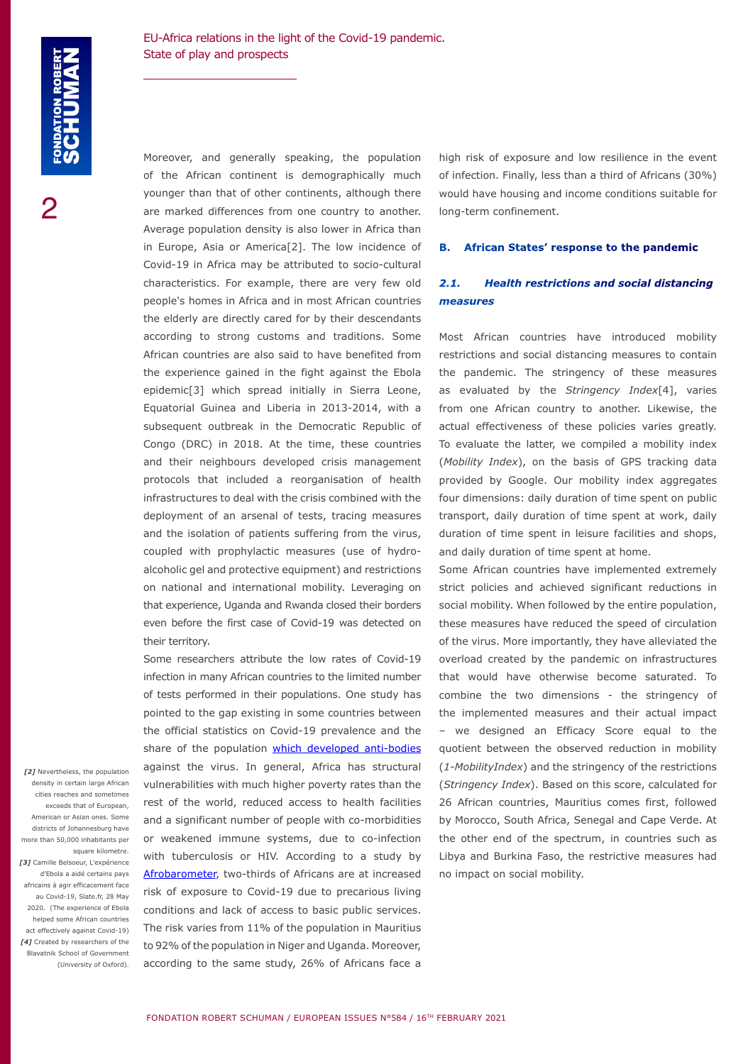Moreover, and generally speaking, the population of the African continent is demographically much younger than that of other continents, although there are marked differences from one country to another. Average population density is also lower in Africa than in Europe, Asia or America[2]. The low incidence of Covid-19 in Africa may be attributed to socio-cultural characteristics. For example, there are very few old people's homes in Africa and in most African countries the elderly are directly cared for by their descendants according to strong customs and traditions. Some African countries are also said to have benefited from the experience gained in the fight against the Ebola epidemic[3] which spread initially in Sierra Leone, Equatorial Guinea and Liberia in 2013-2014, with a subsequent outbreak in the Democratic Republic of Congo (DRC) in 2018. At the time, these countries and their neighbours developed crisis management protocols that included a reorganisation of health infrastructures to deal with the crisis combined with the deployment of an arsenal of tests, tracing measures and the isolation of patients suffering from the virus, coupled with prophylactic measures (use of hydro-alcoholic gel and protective equipment) and restrictions on national and international mobility. Leveraging on that experience, Uganda and Rwanda closed their borders even before the first case of Covid-19 was detected on their territory.

Some researchers attribute the low rates of Covid-19 infection in many African countries to the limited number of tests performed in their populations. One study has pointed to the gap existing in some countries between the official statistics on Covid-19 prevalence and the share of the population which developed anti-bodies against the virus. In general, Africa has structural vulnerabilities with much higher poverty rates than the rest of the world, reduced access to health facilities and a significant number of people with co-morbidities or weakened immune systems, due to co-infection with tuberculosis or HIV. According to a study by Afrobarometer, two-thirds of Africans are at increased risk of exposure to Covid-19 due to precarious living conditions and lack of access to basic public services. The risk varies from 11% of the population in Mauritius to 92% of the population in Niger and Uganda. Moreover, according to the same study, 26% of Africans face a high risk of exposure and low resilience in the event of infection. Finally, less than a third of Africans (30%) would have housing and income conditions suitable for long-term confinement.

## B. African States' response to the pandemic

### *2.1. Health restrictions and social distancing measures*

Most African countries have introduced mobility restrictions and social distancing measures to contain the pandemic. The stringency of these measures as evaluated by the *Stringency Index*[4], varies from one African country to another. Likewise, the actual effectiveness of these policies varies greatly. To evaluate the latter, we compiled a mobility index (*Mobility Index*), on the basis of GPS tracking data provided by Google. Our mobility index aggregates four dimensions: daily duration of time spent on public transport, daily duration of time spent at work, daily duration of time spent in leisure facilities and shops, and daily duration of time spent at home.

Some African countries have implemented extremely strict policies and achieved significant reductions in social mobility. When followed by the entire population, these measures have reduced the speed of circulation of the virus. More importantly, they have alleviated the overload created by the pandemic on infrastructures that would have otherwise become saturated. To combine the two dimensions - the stringency of the implemented measures and their actual impact – we designed an Efficacy Score equal to the quotient between the observed reduction in mobility (*1-MobilityIndex*) and the stringency of the restrictions (*Stringency Index*). Based on this score, calculated for 26 African countries, Mauritius comes first, followed by Morocco, South Africa, Senegal and Cape Verde. At the other end of the spectrum, in countries such as Libya and Burkina Faso, the restrictive measures had no impact on social mobility.

---

**[2]** Nevertheless, the population density in certain large African cities reaches and sometimes exceeds that of European, American or Asian ones. Some districts of Johannesburg have more than 50,000 inhabitants per square kilometre.

**[3]** Camille Belsoeur, L'expérience d'Ebola a aidé certains pays africains à agir efficacement face au Covid-19, Slate.fr, 28 May 2020. (The experience of Ebola helped some African countries act effectively against Covid-19)

**[4]** Created by researchers of the Blavatnik School of Government (University of Oxford).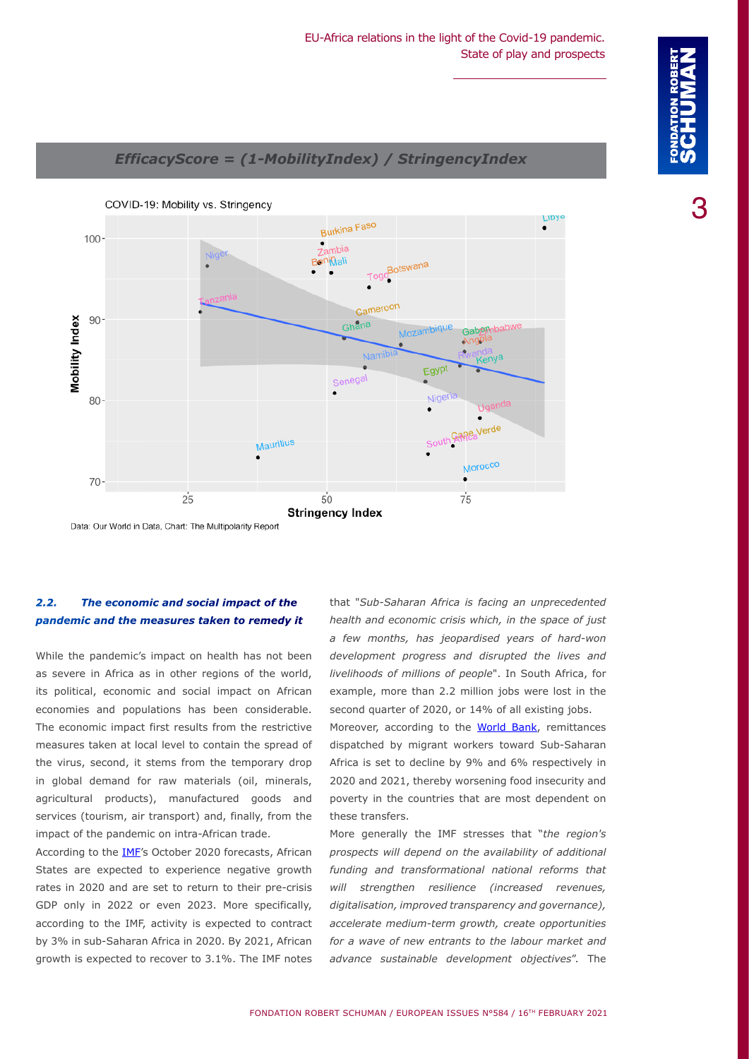***EfficacyScore = (1-MobilityIndex) / StringencyIndex***

COVID-19: Mobility vs. Stringency

Mobility Index

Stringency Index

100
90
80
70

25
50
75

Libya
Burkina Faso
Niger
Zambia
Benin
Mali
Togo
Botswana
Tanzania
Cameroon
Ghana
Mozambique
Gabon
Zimbabwe
Angola
Namibia
Rwanda
Kenya
Egypt
Senegal
Nigeria
Uganda
Mauritius
South Africa
Cape Verde
Morocco

Data: Our World in Data, Chart: The Multipolarity Report

### *2.2. The economic and social impact of the pandemic and the measures taken to remedy it*

While the pandemic's impact on health has not been as severe in Africa as in other regions of the world, its political, economic and social impact on African economies and populations has been considerable. The economic impact first results from the restrictive measures taken at local level to contain the spread of the virus, second, it stems from the temporary drop in global demand for raw materials (oil, minerals, agricultural products), manufactured goods and services (tourism, air transport) and, finally, from the impact of the pandemic on intra-African trade.

According to the IMF's October 2020 forecasts, African States are expected to experience negative growth rates in 2020 and are set to return to their pre-crisis GDP only in 2022 or even 2023. More specifically, according to the IMF, activity is expected to contract by 3% in sub-Saharan Africa in 2020. By 2021, African growth is expected to recover to 3.1%. The IMF notes that "*Sub-Saharan Africa is facing an unprecedented health and economic crisis which, in the space of just a few months, has jeopardised years of hard-won development progress and disrupted the lives and livelihoods of millions of people*". In South Africa, for example, more than 2.2 million jobs were lost in the second quarter of 2020, or 14% of all existing jobs.

Moreover, according to the World Bank, remittances dispatched by migrant workers toward Sub-Saharan Africa is set to decline by 9% and 6% respectively in 2020 and 2021, thereby worsening food insecurity and poverty in the countries that are most dependent on these transfers.

More generally the IMF stresses that "*the region's prospects will depend on the availability of additional funding and transformational national reforms that will strengthen resilience (increased revenues, digitalisation, improved transparency and governance), accelerate medium-term growth, create opportunities for a wave of new entrants to the labour market and advance sustainable development objectives*". The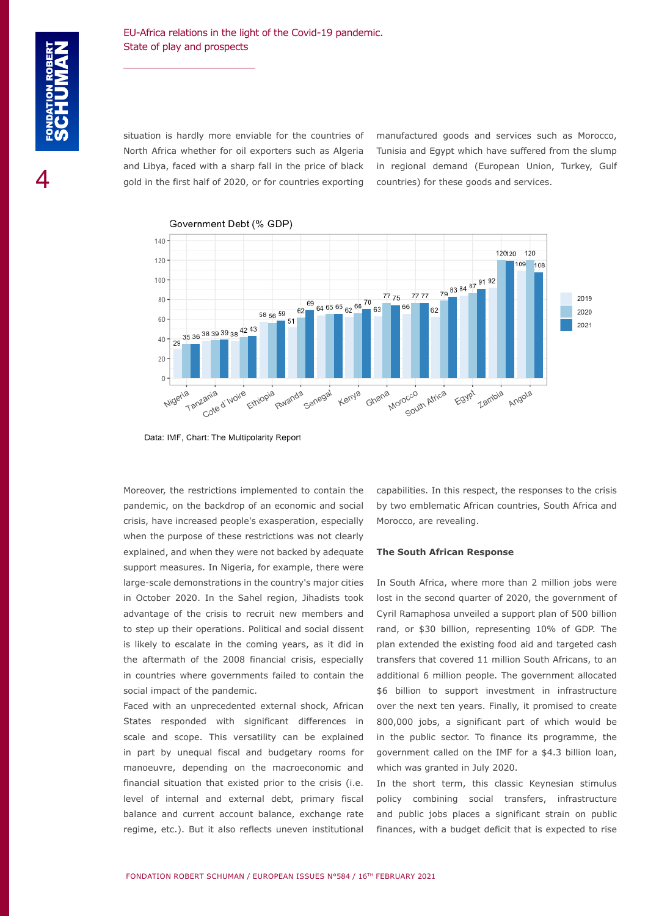situation is hardly more enviable for the countries of North Africa whether for oil exporters such as Algeria and Libya, faced with a sharp fall in the price of black gold in the first half of 2020, or for countries exporting manufactured goods and services such as Morocco, Tunisia and Egypt which have suffered from the slump in regional demand (European Union, Turkey, Gulf countries) for these goods and services.

**Government Debt (% GDP)**

| Country | 2019 | 2020 | 2021 |
|---|---|---|---|
| Nigeria | 29 | 35 | 36 |
| Tanzania | 38 | 39 | 39 |
| Cote d'Ivoire | 38 | 42 | 43 |
| Ethiopia | 58 | 56 | 59 |
| Rwanda | 51 | 62 | 69 |
| Senegal | 64 | 65 | 65 |
| Kenya | 62 | 66 | 70 |
| Ghana | 63 | 77 | 75 |
| Morocco | 66 | 77 | 77 |
| South Africa | 62 | 79 | 83 |
| Egypt | 84 | 87 | 91 |
| Zambia | 92 | 120 | 120 |
| Angola | 109 | 120 | 108 |

Data: IMF, Chart: The Multipolarity Report

Moreover, the restrictions implemented to contain the pandemic, on the backdrop of an economic and social crisis, have increased people's exasperation, especially when the purpose of these restrictions was not clearly explained, and when they were not backed by adequate support measures. In Nigeria, for example, there were large-scale demonstrations in the country's major cities in October 2020. In the Sahel region, Jihadists took advantage of the crisis to recruit new members and to step up their operations. Political and social dissent is likely to escalate in the coming years, as it did in the aftermath of the 2008 financial crisis, especially in countries where governments failed to contain the social impact of the pandemic.

Faced with an unprecedented external shock, African States responded with significant differences in scale and scope. This versatility can be explained in part by unequal fiscal and budgetary rooms for manoeuvre, depending on the macroeconomic and financial situation that existed prior to the crisis (i.e. level of internal and external debt, primary fiscal balance and current account balance, exchange rate regime, etc.). But it also reflects uneven institutional capabilities. In this respect, the responses to the crisis by two emblematic African countries, South Africa and Morocco, are revealing.

### The South African Response

In South Africa, where more than 2 million jobs were lost in the second quarter of 2020, the government of Cyril Ramaphosa unveiled a support plan of 500 billion rand, or $30 billion, representing 10% of GDP. The plan extended the existing food aid and targeted cash transfers that covered 11 million South Africans, to an additional 6 million people. The government allocated $6 billion to support investment in infrastructure over the next ten years. Finally, it promised to create 800,000 jobs, a significant part of which would be in the public sector. To finance its programme, the government called on the IMF for a $4.3 billion loan, which was granted in July 2020.

In the short term, this classic Keynesian stimulus policy combining social transfers, infrastructure and public jobs places a significant strain on public finances, with a budget deficit that is expected to rise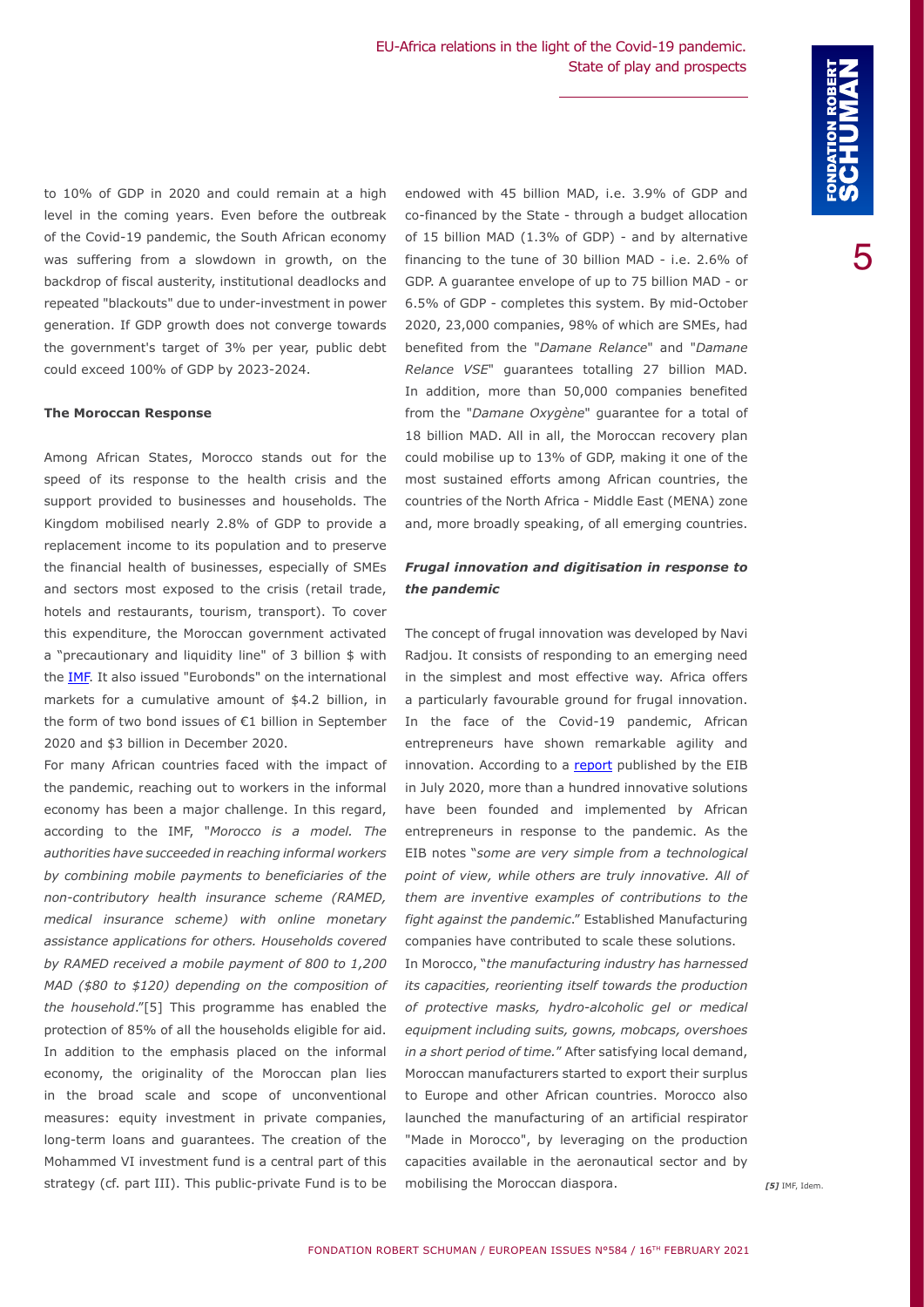to 10% of GDP in 2020 and could remain at a high level in the coming years. Even before the outbreak of the Covid-19 pandemic, the South African economy was suffering from a slowdown in growth, on the backdrop of fiscal austerity, institutional deadlocks and repeated "blackouts" due to under-investment in power generation. If GDP growth does not converge towards the government's target of 3% per year, public debt could exceed 100% of GDP by 2023-2024.

**The Moroccan Response**

Among African States, Morocco stands out for the speed of its response to the health crisis and the support provided to businesses and households. The Kingdom mobilised nearly 2.8% of GDP to provide a replacement income to its population and to preserve the financial health of businesses, especially of SMEs and sectors most exposed to the crisis (retail trade, hotels and restaurants, tourism, transport). To cover this expenditure, the Moroccan government activated a "precautionary and liquidity line" of 3 billion $ with the IMF. It also issued "Eurobonds" on the international markets for a cumulative amount of $4.2 billion, in the form of two bond issues of €1 billion in September 2020 and $3 billion in December 2020.

For many African countries faced with the impact of the pandemic, reaching out to workers in the informal economy has been a major challenge. In this regard, according to the IMF, "*Morocco is a model. The authorities have succeeded in reaching informal workers by combining mobile payments to beneficiaries of the non-contributory health insurance scheme (RAMED, medical insurance scheme) with online monetary assistance applications for others. Households covered by RAMED received a mobile payment of 800 to 1,200 MAD ($80 to $120) depending on the composition of the household*."[5] This programme has enabled the protection of 85% of all the households eligible for aid. In addition to the emphasis placed on the informal economy, the originality of the Moroccan plan lies in the broad scale and scope of unconventional measures: equity investment in private companies, long-term loans and guarantees. The creation of the Mohammed VI investment fund is a central part of this strategy (cf. part III). This public-private Fund is to be endowed with 45 billion MAD, i.e. 3.9% of GDP and co-financed by the State - through a budget allocation of 15 billion MAD (1.3% of GDP) - and by alternative financing to the tune of 30 billion MAD - i.e. 2.6% of GDP. A guarantee envelope of up to 75 billion MAD - or 6.5% of GDP - completes this system. By mid-October 2020, 23,000 companies, 98% of which are SMEs, had benefited from the "*Damane Relance*" and "*Damane Relance VSE*" guarantees totalling 27 billion MAD. In addition, more than 50,000 companies benefited from the "*Damane Oxygène*" guarantee for a total of 18 billion MAD. All in all, the Moroccan recovery plan could mobilise up to 13% of GDP, making it one of the most sustained efforts among African countries, the countries of the North Africa - Middle East (MENA) zone and, more broadly speaking, of all emerging countries.

***Frugal innovation and digitisation in response to the pandemic***

The concept of frugal innovation was developed by Navi Radjou. It consists of responding to an emerging need in the simplest and most effective way. Africa offers a particularly favourable ground for frugal innovation. In the face of the Covid-19 pandemic, African entrepreneurs have shown remarkable agility and innovation. According to a report published by the EIB in July 2020, more than a hundred innovative solutions have been founded and implemented by African entrepreneurs in response to the pandemic. As the EIB notes "*some are very simple from a technological point of view, while others are truly innovative. All of them are inventive examples of contributions to the fight against the pandemic*." Established Manufacturing companies have contributed to scale these solutions.

In Morocco, "*the manufacturing industry has harnessed its capacities, reorienting itself towards the production of protective masks, hydro-alcoholic gel or medical equipment including suits, gowns, mobcaps, overshoes in a short period of time.*" After satisfying local demand, Moroccan manufacturers started to export their surplus to Europe and other African countries. Morocco also launched the manufacturing of an artificial respirator "Made in Morocco", by leveraging on the production capacities available in the aeronautical sector and by mobilising the Moroccan diaspora.

*[5]* IMF, Idem.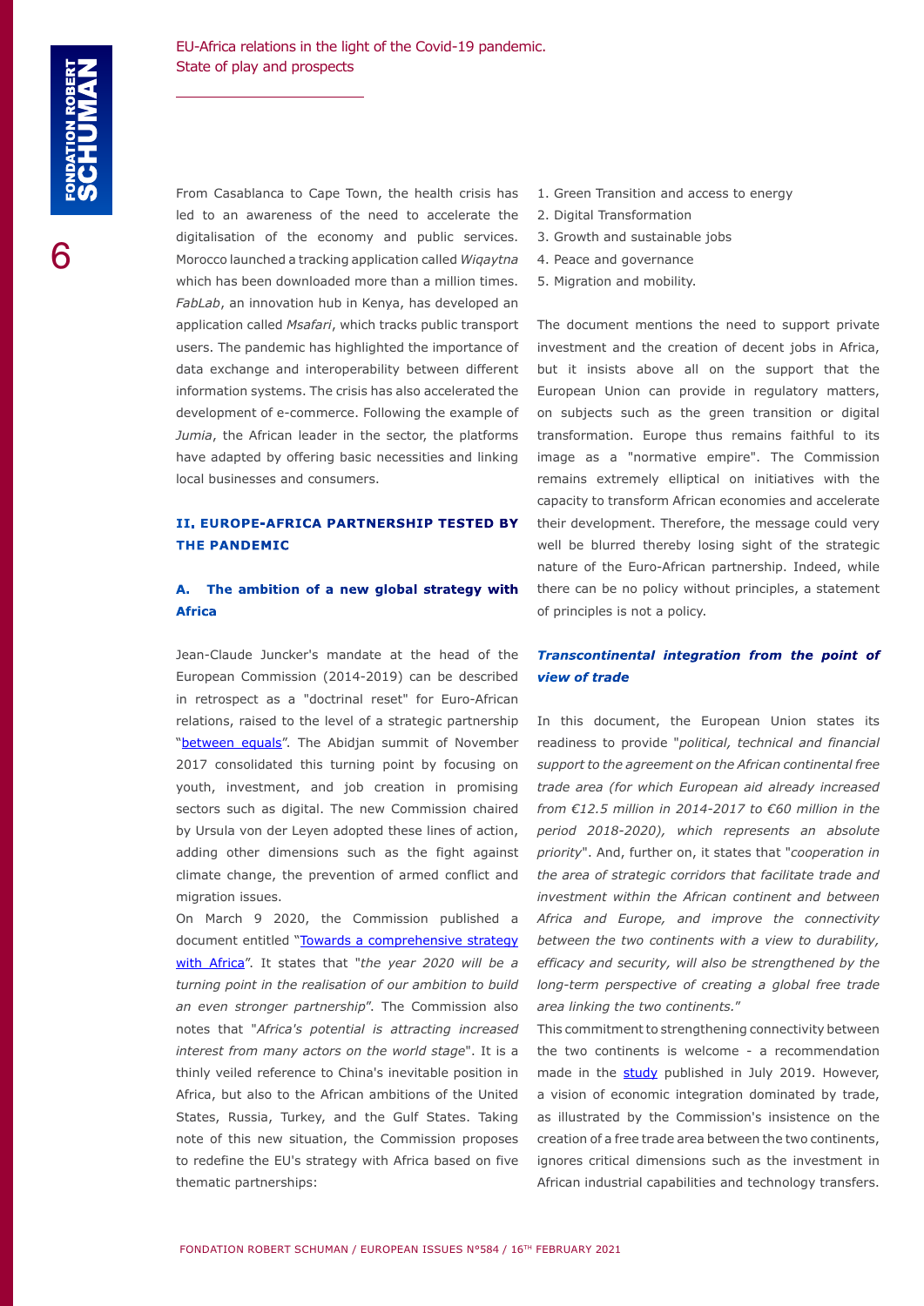From Casablanca to Cape Town, the health crisis has led to an awareness of the need to accelerate the digitalisation of the economy and public services. Morocco launched a tracking application called *Wiqaytna* which has been downloaded more than a million times. *FabLab*, an innovation hub in Kenya, has developed an application called *Msafari*, which tracks public transport users. The pandemic has highlighted the importance of data exchange and interoperability between different information systems. The crisis has also accelerated the development of e-commerce. Following the example of *Jumia*, the African leader in the sector, the platforms have adapted by offering basic necessities and linking local businesses and consumers.

## II. EUROPE-AFRICA PARTNERSHIP TESTED BY THE PANDEMIC

### A. The ambition of a new global strategy with Africa

Jean-Claude Juncker's mandate at the head of the European Commission (2014-2019) can be described in retrospect as a "doctrinal reset" for Euro-African relations, raised to the level of a strategic partnership "between equals". The Abidjan summit of November 2017 consolidated this turning point by focusing on youth, investment, and job creation in promising sectors such as digital. The new Commission chaired by Ursula von der Leyen adopted these lines of action, adding other dimensions such as the fight against climate change, the prevention of armed conflict and migration issues.

On March 9 2020, the Commission published a document entitled "Towards a comprehensive strategy with Africa". It states that "*the year 2020 will be a turning point in the realisation of our ambition to build an even stronger partnership*". The Commission also notes that "*Africa's potential is attracting increased interest from many actors on the world stage*". It is a thinly veiled reference to China's inevitable position in Africa, but also to the African ambitions of the United States, Russia, Turkey, and the Gulf States. Taking note of this new situation, the Commission proposes to redefine the EU's strategy with Africa based on five thematic partnerships:

1. Green Transition and access to energy
2. Digital Transformation
3. Growth and sustainable jobs
4. Peace and governance
5. Migration and mobility.

The document mentions the need to support private investment and the creation of decent jobs in Africa, but it insists above all on the support that the European Union can provide in regulatory matters, on subjects such as the green transition or digital transformation. Europe thus remains faithful to its image as a "normative empire". The Commission remains extremely elliptical on initiatives with the capacity to transform African economies and accelerate their development. Therefore, the message could very well be blurred thereby losing sight of the strategic nature of the Euro-African partnership. Indeed, while there can be no policy without principles, a statement of principles is not a policy.

#### *Transcontinental integration from the point of view of trade*

In this document, the European Union states its readiness to provide "*political, technical and financial support to the agreement on the African continental free trade area (for which European aid already increased from €12.5 million in 2014-2017 to €60 million in the period 2018-2020), which represents an absolute priority*". And, further on, it states that "*cooperation in the area of strategic corridors that facilitate trade and investment within the African continent and between Africa and Europe, and improve the connectivity between the two continents with a view to durability, efficacy and security, will also be strengthened by the long-term perspective of creating a global free trade area linking the two continents.*"

This commitment to strengthening connectivity between the two continents is welcome - a recommendation made in the study published in July 2019. However, a vision of economic integration dominated by trade, as illustrated by the Commission's insistence on the creation of a free trade area between the two continents, ignores critical dimensions such as the investment in African industrial capabilities and technology transfers.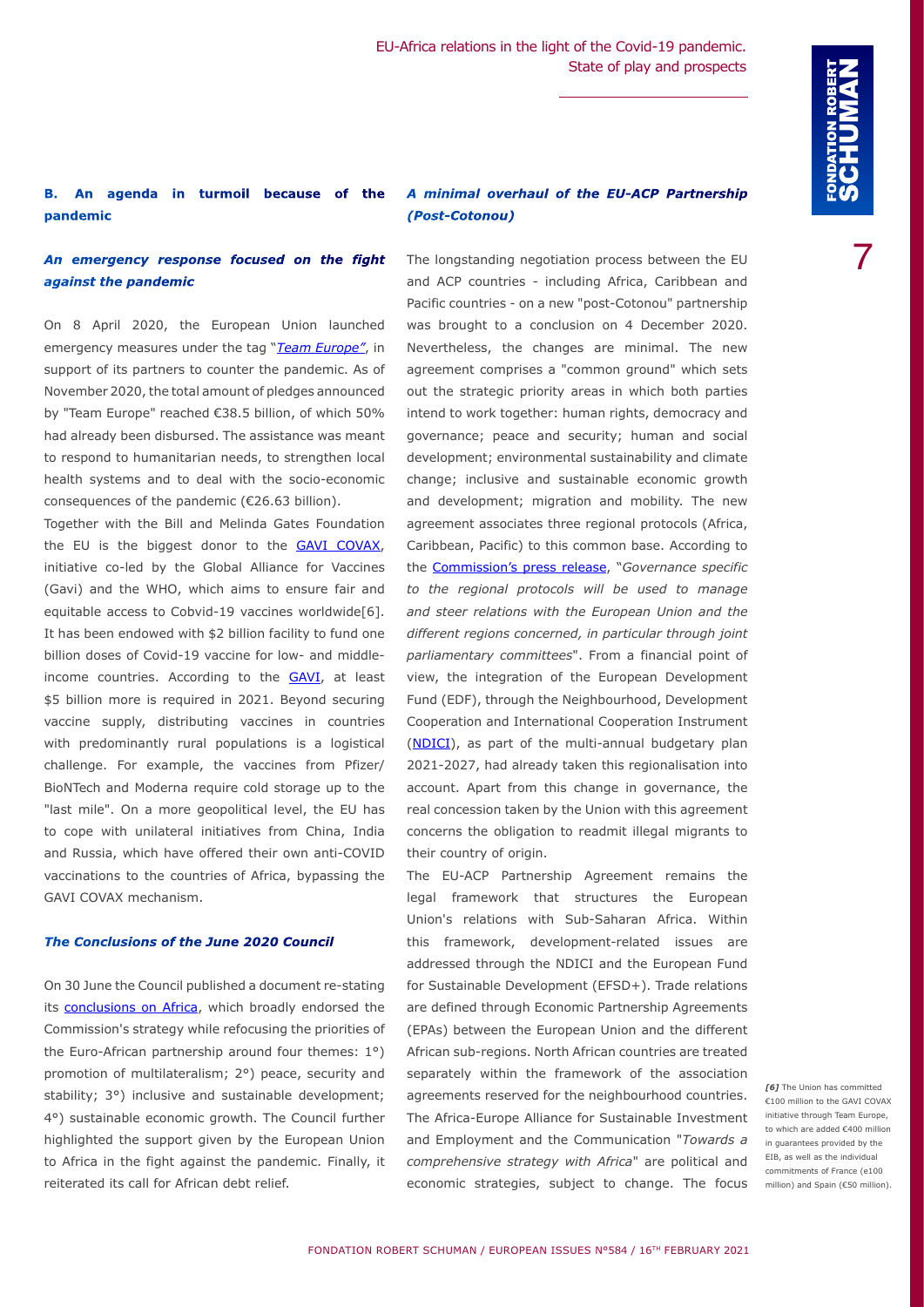## B. An agenda in turmoil because of the pandemic

### *An emergency response focused on the fight against the pandemic*

On 8 April 2020, the European Union launched emergency measures under the tag "*Team Europe"*, in support of its partners to counter the pandemic. As of November 2020, the total amount of pledges announced by "Team Europe" reached €38.5 billion, of which 50% had already been disbursed. The assistance was meant to respond to humanitarian needs, to strengthen local health systems and to deal with the socio-economic consequences of the pandemic (€26.63 billion).

Together with the Bill and Melinda Gates Foundation the EU is the biggest donor to the GAVI COVAX, initiative co-led by the Global Alliance for Vaccines (Gavi) and the WHO, which aims to ensure fair and equitable access to Cobvid-19 vaccines worldwide[6]. It has been endowed with $2 billion facility to fund one billion doses of Covid-19 vaccine for low- and middle-income countries. According to the GAVI, at least $5 billion more is required in 2021. Beyond securing vaccine supply, distributing vaccines in countries with predominantly rural populations is a logistical challenge. For example, the vaccines from Pfizer/ BioNTech and Moderna require cold storage up to the "last mile". On a more geopolitical level, the EU has to cope with unilateral initiatives from China, India and Russia, which have offered their own anti-COVID vaccinations to the countries of Africa, bypassing the GAVI COVAX mechanism.

### *The Conclusions of the June 2020 Council*

On 30 June the Council published a document re-stating its conclusions on Africa, which broadly endorsed the Commission's strategy while refocusing the priorities of the Euro-African partnership around four themes: 1°) promotion of multilateralism; 2°) peace, security and stability; 3°) inclusive and sustainable development; 4°) sustainable economic growth. The Council further highlighted the support given by the European Union to Africa in the fight against the pandemic. Finally, it reiterated its call for African debt relief.

### *A minimal overhaul of the EU-ACP Partnership (Post-Cotonou)*

The longstanding negotiation process between the EU and ACP countries - including Africa, Caribbean and Pacific countries - on a new "post-Cotonou" partnership was brought to a conclusion on 4 December 2020. Nevertheless, the changes are minimal. The new agreement comprises a "common ground" which sets out the strategic priority areas in which both parties intend to work together: human rights, democracy and governance; peace and security; human and social development; environmental sustainability and climate change; inclusive and sustainable economic growth and development; migration and mobility. The new agreement associates three regional protocols (Africa, Caribbean, Pacific) to this common base. According to the Commission's press release, "*Governance specific to the regional protocols will be used to manage and steer relations with the European Union and the different regions concerned, in particular through joint parliamentary committees*". From a financial point of view, the integration of the European Development Fund (EDF), through the Neighbourhood, Development Cooperation and International Cooperation Instrument (NDICI), as part of the multi-annual budgetary plan 2021-2027, had already taken this regionalisation into account. Apart from this change in governance, the real concession taken by the Union with this agreement concerns the obligation to readmit illegal migrants to their country of origin.

The EU-ACP Partnership Agreement remains the legal framework that structures the European Union's relations with Sub-Saharan Africa. Within this framework, development-related issues are addressed through the NDICI and the European Fund for Sustainable Development (EFSD+). Trade relations are defined through Economic Partnership Agreements (EPAs) between the European Union and the different African sub-regions. North African countries are treated separately within the framework of the association agreements reserved for the neighbourhood countries. The Africa-Europe Alliance for Sustainable Investment and Employment and the Communication "*Towards a comprehensive strategy with Africa*" are political and economic strategies, subject to change. The focus

*[6]* The Union has committed €100 million to the GAVI COVAX initiative through Team Europe, to which are added €400 million in guarantees provided by the EIB, as well as the individual commitments of France (e100 million) and Spain (€50 million).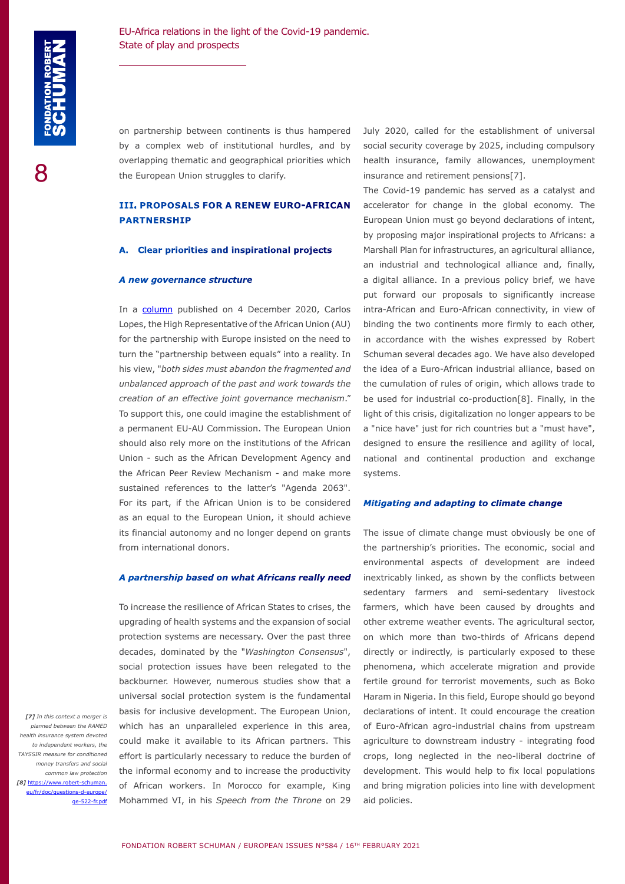on partnership between continents is thus hampered by a complex web of institutional hurdles, and by overlapping thematic and geographical priorities which the European Union struggles to clarify.

## III. PROPOSALS FOR A RENEW EURO-AFRICAN PARTNERSHIP

### A. Clear priorities and inspirational projects

#### *A new governance structure*

In a column published on 4 December 2020, Carlos Lopes, the High Representative of the African Union (AU) for the partnership with Europe insisted on the need to turn the "partnership between equals" into a reality. In his view, "*both sides must abandon the fragmented and unbalanced approach of the past and work towards the creation of an effective joint governance mechanism*." To support this, one could imagine the establishment of a permanent EU-AU Commission. The European Union should also rely more on the institutions of the African Union - such as the African Development Agency and the African Peer Review Mechanism - and make more sustained references to the latter's "Agenda 2063". For its part, if the African Union is to be considered as an equal to the European Union, it should achieve its financial autonomy and no longer depend on grants from international donors.

#### *A partnership based on what Africans really need*

To increase the resilience of African States to crises, the upgrading of health systems and the expansion of social protection systems are necessary. Over the past three decades, dominated by the "*Washington Consensus*", social protection issues have been relegated to the backburner. However, numerous studies show that a universal social protection system is the fundamental basis for inclusive development. The European Union, which has an unparalleled experience in this area, could make it available to its African partners. This effort is particularly necessary to reduce the burden of the informal economy and to increase the productivity of African workers. In Morocco for example, King Mohammed VI, in his *Speech from the Throne* on 29 July 2020, called for the establishment of universal social security coverage by 2025, including compulsory health insurance, family allowances, unemployment insurance and retirement pensions[7].

The Covid-19 pandemic has served as a catalyst and accelerator for change in the global economy. The European Union must go beyond declarations of intent, by proposing major inspirational projects to Africans: a Marshall Plan for infrastructures, an agricultural alliance, an industrial and technological alliance and, finally, a digital alliance. In a previous policy brief, we have put forward our proposals to significantly increase intra-African and Euro-African connectivity, in view of binding the two continents more firmly to each other, in accordance with the wishes expressed by Robert Schuman several decades ago. We have also developed the idea of a Euro-African industrial alliance, based on the cumulation of rules of origin, which allows trade to be used for industrial co-production[8]. Finally, in the light of this crisis, digitalization no longer appears to be a "nice have" just for rich countries but a "must have", designed to ensure the resilience and agility of local, national and continental production and exchange systems.

#### *Mitigating and adapting to climate change*

The issue of climate change must obviously be one of the partnership's priorities. The economic, social and environmental aspects of development are indeed inextricably linked, as shown by the conflicts between sedentary farmers and semi-sedentary livestock farmers, which have been caused by droughts and other extreme weather events. The agricultural sector, on which more than two-thirds of Africans depend directly or indirectly, is particularly exposed to these phenomena, which accelerate migration and provide fertile ground for terrorist movements, such as Boko Haram in Nigeria. In this field, Europe should go beyond declarations of intent. It could encourage the creation of Euro-African agro-industrial chains from upstream agriculture to downstream industry - integrating food crops, long neglected in the neo-liberal doctrine of development. This would help to fix local populations and bring migration policies into line with development aid policies.

---

*[7] In this context a merger is planned between the RAMED health insurance system devoted to independent workers, the TAYSSIR measure for conditioned money transfers and social common law protection*

*[8]* https://www.robert-schuman.eu/fr/doc/questions-d-europe/qe-522-fr.pdf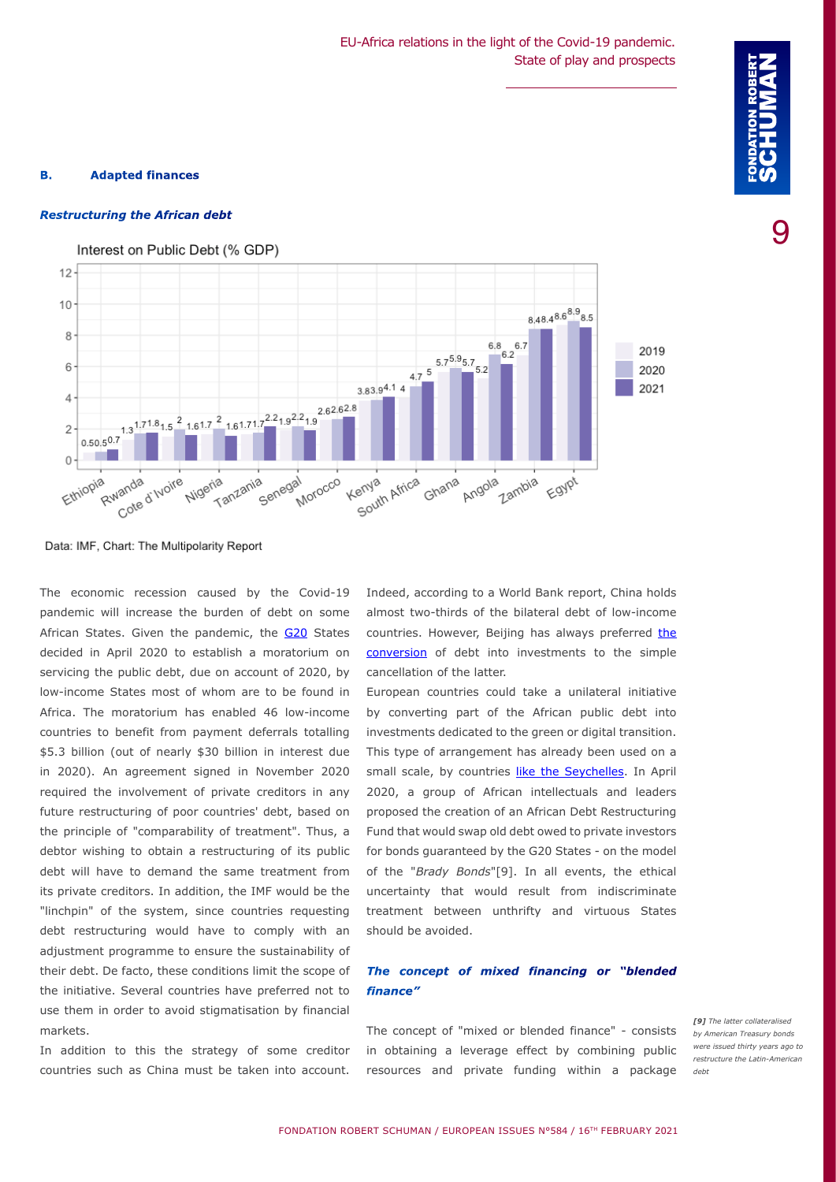### B. Adapted finances

***Restructuring the African debt***

Interest on Public Debt (% GDP)

12
10
8
6
4
2
0

0.5 0.5 0.7
1.3 1.7 1.8
1.5 2 1.6
1.7 2 1.6
1.7 1.7 2.2
2.2 1.9 2.2 1.9
2.6 2.6 2.8
3.8 3.9 4.1
4 4.7 5
5.7 5.9 5.7
5.2 6.8 6.2 6.7
8.4 8.4 8.6
8.9 8.5

Ethiopia, Rwanda, Cote d'Ivoire, Nigeria, Tanzania, Senegal, Morocco, Kenya, South Africa, Ghana, Angola, Zambia, Egypt

2019
2020
2021

Data: IMF, Chart: The Multipolarity Report

The economic recession caused by the Covid-19 pandemic will increase the burden of debt on some African States. Given the pandemic, the G20 States decided in April 2020 to establish a moratorium on servicing the public debt, due on account of 2020, by low-income States most of whom are to be found in Africa. The moratorium has enabled 46 low-income countries to benefit from payment deferrals totalling $5.3 billion (out of nearly $30 billion in interest due in 2020). An agreement signed in November 2020 required the involvement of private creditors in any future restructuring of poor countries' debt, based on the principle of "comparability of treatment". Thus, a debtor wishing to obtain a restructuring of its public debt will have to demand the same treatment from its private creditors. In addition, the IMF would be the "linchpin" of the system, since countries requesting debt restructuring would have to comply with an adjustment programme to ensure the sustainability of their debt. De facto, these conditions limit the scope of the initiative. Several countries have preferred not to use them in order to avoid stigmatisation by financial markets.

In addition to this the strategy of some creditor countries such as China must be taken into account. Indeed, according to a World Bank report, China holds almost two-thirds of the bilateral debt of low-income countries. However, Beijing has always preferred the conversion of debt into investments to the simple cancellation of the latter.

European countries could take a unilateral initiative by converting part of the African public debt into investments dedicated to the green or digital transition. This type of arrangement has already been used on a small scale, by countries like the Seychelles. In April 2020, a group of African intellectuals and leaders proposed the creation of an African Debt Restructuring Fund that would swap old debt owed to private investors for bonds guaranteed by the G20 States - on the model of the "*Brady Bonds*"[9]. In all events, the ethical uncertainty that would result from indiscriminate treatment between unthrifty and virtuous States should be avoided.

***The concept of mixed financing or "blended finance"***

The concept of "mixed or blended finance" - consists in obtaining a leverage effect by combining public resources and private funding within a package

*[9] The latter collateralised by American Treasury bonds were issued thirty years ago to restructure the Latin-American debt*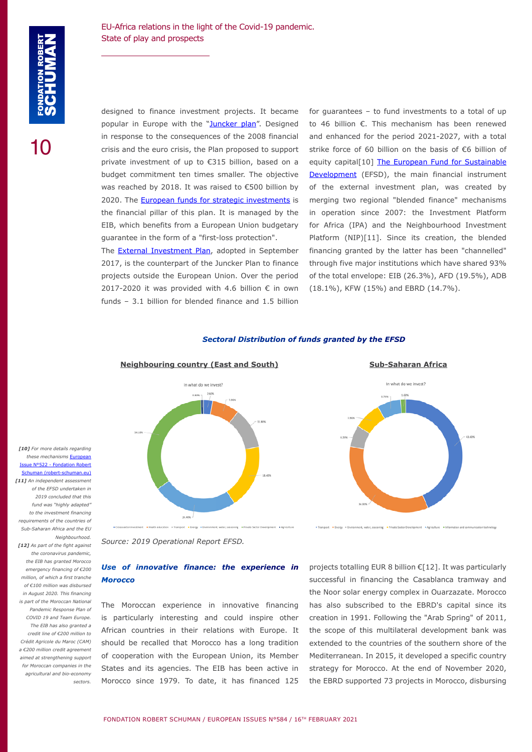designed to finance investment projects. It became popular in Europe with the "Juncker plan". Designed in response to the consequences of the 2008 financial crisis and the euro crisis, the Plan proposed to support private investment of up to €315 billion, based on a budget commitment ten times smaller. The objective was reached by 2018. It was raised to €500 billion by 2020. The European funds for strategic investments is the financial pillar of this plan. It is managed by the EIB, which benefits from a European Union budgetary guarantee in the form of a "first-loss protection".

The External Investment Plan, adopted in September 2017, is the counterpart of the Juncker Plan to finance projects outside the European Union. Over the period 2017-2020 it was provided with 4.6 billion € in own funds – 3.1 billion for blended finance and 1.5 billion for guarantees – to fund investments to a total of up to 46 billion €. This mechanism has been renewed and enhanced for the period 2021-2027, with a total strike force of 60 billion on the basis of €6 billion of equity capital[10] The European Fund for Sustainable Development (EFSD), the main financial instrument of the external investment plan, was created by merging two regional "blended finance" mechanisms in operation since 2007: the Investment Platform for Africa (IPA) and the Neighbourhood Investment Platform (NIP)[11]. Since its creation, the blended financing granted by the latter has been "channelled" through five major institutions which have shared 93% of the total envelope: EIB (26.3%), AFD (19.5%), ADB (18.1%), KFW (15%) and EBRD (14.7%).

***Sectoral Distribution of funds granted by the EFSD***

**Neighbouring country (East and South)**

In what do we invest?

0.80%
2.60%
7.90%
11.90%
18.40%
21.40%
34.10%

Crosssector investment · Health education · Transport · Energy · Environment, water, sanitation · Private Sector Development · Agriculture

**Sub-Saharan Africa**

In what do we invest?

5.70%
1.60%
7.90%
6.20%
43.60%
34.00%

Transport · Energy · Environment, water, sanitation · Private Sector Development · Agriculture · Information and communication technology

*Source: 2019 Operational Report EFSD.*

### *Use of innovative finance: the experience in Morocco*

The Moroccan experience in innovative financing is particularly interesting and could inspire other African countries in their relations with Europe. It should be recalled that Morocco has a long tradition of cooperation with the European Union, its Member States and its agencies. The EIB has been active in Morocco since 1979. To date, it has financed 125 projects totalling EUR 8 billion €[12]. It was particularly successful in financing the Casablanca tramway and the Noor solar energy complex in Ouarzazate. Morocco has also subscribed to the EBRD's capital since its creation in 1991. Following the "Arab Spring" of 2011, the scope of this multilateral development bank was extended to the countries of the southern shore of the Mediterranean. In 2015, it developed a specific country strategy for Morocco. At the end of November 2020, the EBRD supported 73 projects in Morocco, disbursing

*[10] For more details regarding these mechanisms European Issue N°522 - Fondation Robert Schuman (robert-schuman.eu)*

*[11] An independent assessment of the EFSD undertaken in 2019 concluded that this fund was "highly adapted" to the investment financing requirements of the countries of Sub-Saharan Africa and the EU Neighbourhood.*

*[12] As part of the fight against the coronavirus pandemic, the EIB has granted Morocco emergency financing of €200 million, of which a first tranche of €100 million was disbursed in August 2020. This financing is part of the Moroccan National Pandemic Response Plan of COVID 19 and Team Europe. The EIB has also granted a credit line of €200 million to Crédit Agricole du Maroc (CAM) a €200 million credit agreement aimed at strengthening support for Moroccan companies in the agricultural and bio-economy sectors.*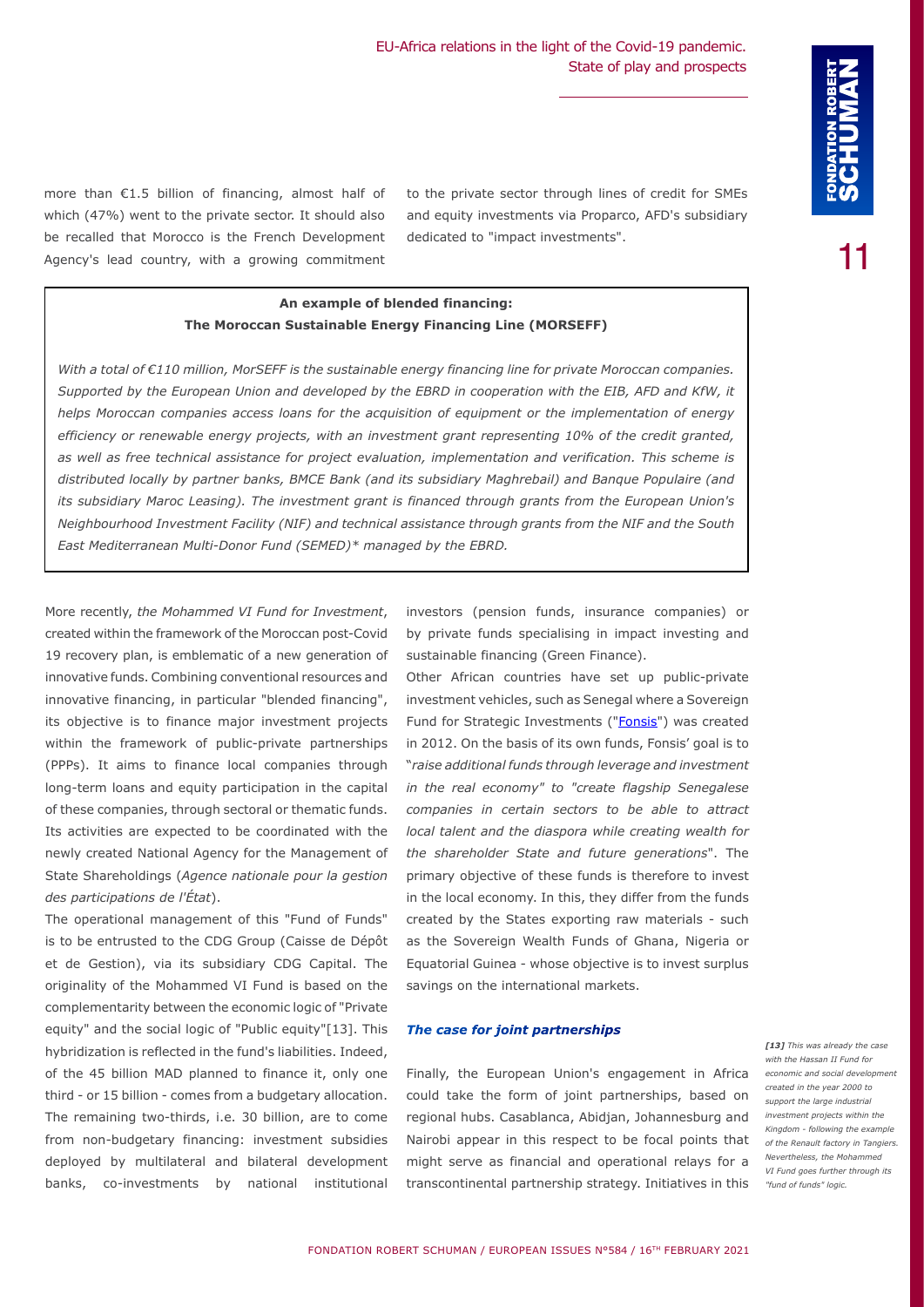more than €1.5 billion of financing, almost half of which (47%) went to the private sector. It should also be recalled that Morocco is the French Development Agency's lead country, with a growing commitment to the private sector through lines of credit for SMEs and equity investments via Proparco, AFD's subsidiary dedicated to "impact investments".

**An example of blended financing:**
**The Moroccan Sustainable Energy Financing Line (MORSEFF)**

*With a total of €110 million, MorSEFF is the sustainable energy financing line for private Moroccan companies. Supported by the European Union and developed by the EBRD in cooperation with the EIB, AFD and KfW, it helps Moroccan companies access loans for the acquisition of equipment or the implementation of energy efficiency or renewable energy projects, with an investment grant representing 10% of the credit granted, as well as free technical assistance for project evaluation, implementation and verification. This scheme is distributed locally by partner banks, BMCE Bank (and its subsidiary Maghrebail) and Banque Populaire (and its subsidiary Maroc Leasing). The investment grant is financed through grants from the European Union's Neighbourhood Investment Facility (NIF) and technical assistance through grants from the NIF and the South East Mediterranean Multi-Donor Fund (SEMED)* managed by the EBRD.*

More recently, *the Mohammed VI Fund for Investment*, created within the framework of the Moroccan post-Covid 19 recovery plan, is emblematic of a new generation of innovative funds. Combining conventional resources and innovative financing, in particular "blended financing", its objective is to finance major investment projects within the framework of public-private partnerships (PPPs). It aims to finance local companies through long-term loans and equity participation in the capital of these companies, through sectoral or thematic funds. Its activities are expected to be coordinated with the newly created National Agency for the Management of State Shareholdings (*Agence nationale pour la gestion des participations de l'État*).

The operational management of this "Fund of Funds" is to be entrusted to the CDG Group (Caisse de Dépôt et de Gestion), via its subsidiary CDG Capital. The originality of the Mohammed VI Fund is based on the complementarity between the economic logic of "Private equity" and the social logic of "Public equity"[13]. This hybridization is reflected in the fund's liabilities. Indeed, of the 45 billion MAD planned to finance it, only one third - or 15 billion - comes from a budgetary allocation. The remaining two-thirds, i.e. 30 billion, are to come from non-budgetary financing: investment subsidies deployed by multilateral and bilateral development banks, co-investments by national institutional investors (pension funds, insurance companies) or by private funds specialising in impact investing and sustainable financing (Green Finance).

Other African countries have set up public-private investment vehicles, such as Senegal where a Sovereign Fund for Strategic Investments ("Fonsis") was created in 2012. On the basis of its own funds, Fonsis' goal is to "*raise additional funds through leverage and investment in the real economy" to "create flagship Senegalese companies in certain sectors to be able to attract local talent and the diaspora while creating wealth for the shareholder State and future generations*". The primary objective of these funds is therefore to invest in the local economy. In this, they differ from the funds created by the States exporting raw materials - such as the Sovereign Wealth Funds of Ghana, Nigeria or Equatorial Guinea - whose objective is to invest surplus savings on the international markets.

### *The case for joint partnerships*

Finally, the European Union's engagement in Africa could take the form of joint partnerships, based on regional hubs. Casablanca, Abidjan, Johannesburg and Nairobi appear in this respect to be focal points that might serve as financial and operational relays for a transcontinental partnership strategy. Initiatives in this

*[13] This was already the case with the Hassan II Fund for economic and social development created in the year 2000 to support the large industrial investment projects within the Kingdom - following the example of the Renault factory in Tangiers. Nevertheless, the Mohammed VI Fund goes further through its "fund of funds" logic.*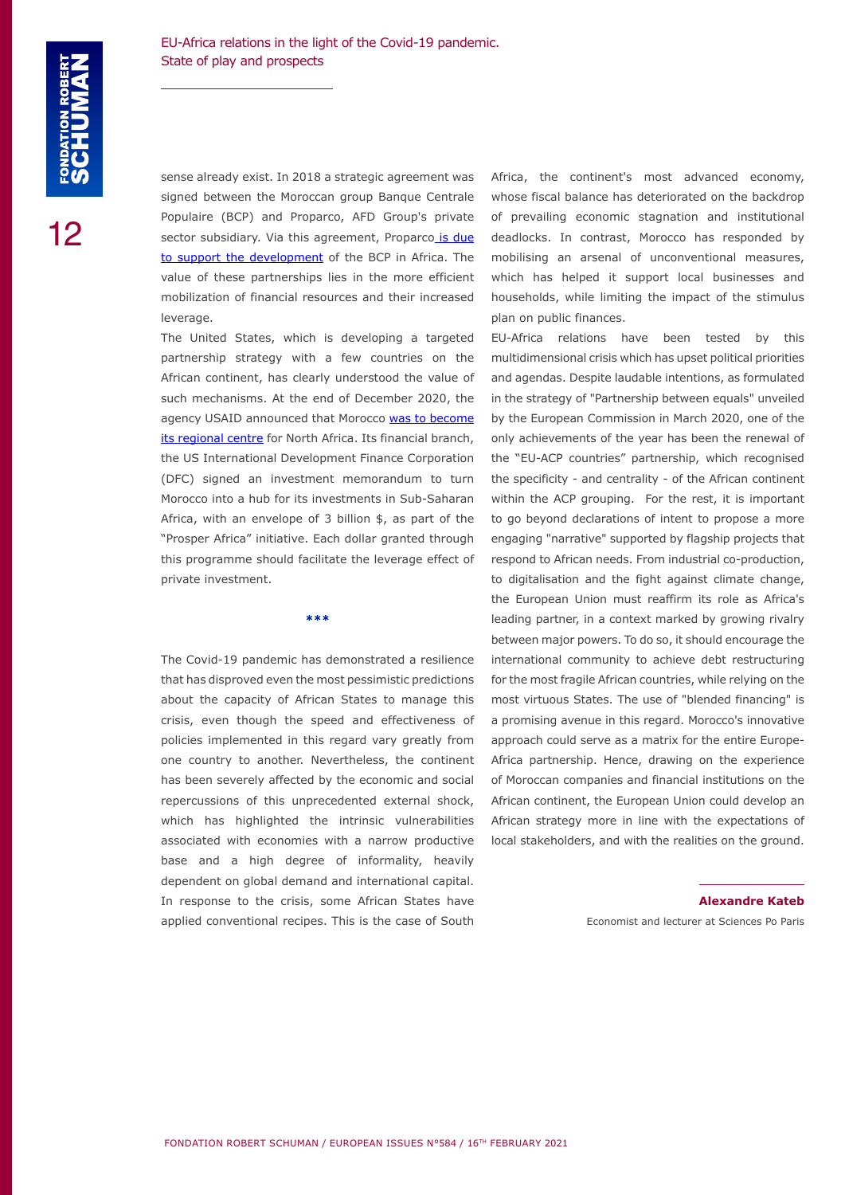sense already exist. In 2018 a strategic agreement was signed between the Moroccan group Banque Centrale Populaire (BCP) and Proparco, AFD Group's private sector subsidiary. Via this agreement, Proparco is due to support the development of the BCP in Africa. The value of these partnerships lies in the more efficient mobilization of financial resources and their increased leverage.

The United States, which is developing a targeted partnership strategy with a few countries on the African continent, has clearly understood the value of such mechanisms. At the end of December 2020, the agency USAID announced that Morocco was to become its regional centre for North Africa. Its financial branch, the US International Development Finance Corporation (DFC) signed an investment memorandum to turn Morocco into a hub for its investments in Sub-Saharan Africa, with an envelope of 3 billion $, as part of the "Prosper Africa" initiative. Each dollar granted through this programme should facilitate the leverage effect of private investment.

***

The Covid-19 pandemic has demonstrated a resilience that has disproved even the most pessimistic predictions about the capacity of African States to manage this crisis, even though the speed and effectiveness of policies implemented in this regard vary greatly from one country to another. Nevertheless, the continent has been severely affected by the economic and social repercussions of this unprecedented external shock, which has highlighted the intrinsic vulnerabilities associated with economies with a narrow productive base and a high degree of informality, heavily dependent on global demand and international capital. In response to the crisis, some African States have applied conventional recipes. This is the case of South Africa, the continent's most advanced economy, whose fiscal balance has deteriorated on the backdrop of prevailing economic stagnation and institutional deadlocks. In contrast, Morocco has responded by mobilising an arsenal of unconventional measures, which has helped it support local businesses and households, while limiting the impact of the stimulus plan on public finances.

EU-Africa relations have been tested by this multidimensional crisis which has upset political priorities and agendas. Despite laudable intentions, as formulated in the strategy of "Partnership between equals" unveiled by the European Commission in March 2020, one of the only achievements of the year has been the renewal of the "EU-ACP countries" partnership, which recognised the specificity - and centrality - of the African continent within the ACP grouping. For the rest, it is important to go beyond declarations of intent to propose a more engaging "narrative" supported by flagship projects that respond to African needs. From industrial co-production, to digitalisation and the fight against climate change, the European Union must reaffirm its role as Africa's leading partner, in a context marked by growing rivalry between major powers. To do so, it should encourage the international community to achieve debt restructuring for the most fragile African countries, while relying on the most virtuous States. The use of "blended financing" is a promising avenue in this regard. Morocco's innovative approach could serve as a matrix for the entire Europe-Africa partnership. Hence, drawing on the experience of Moroccan companies and financial institutions on the African continent, the European Union could develop an African strategy more in line with the expectations of local stakeholders, and with the realities on the ground.

**Alexandre Kateb**

Economist and lecturer at Sciences Po Paris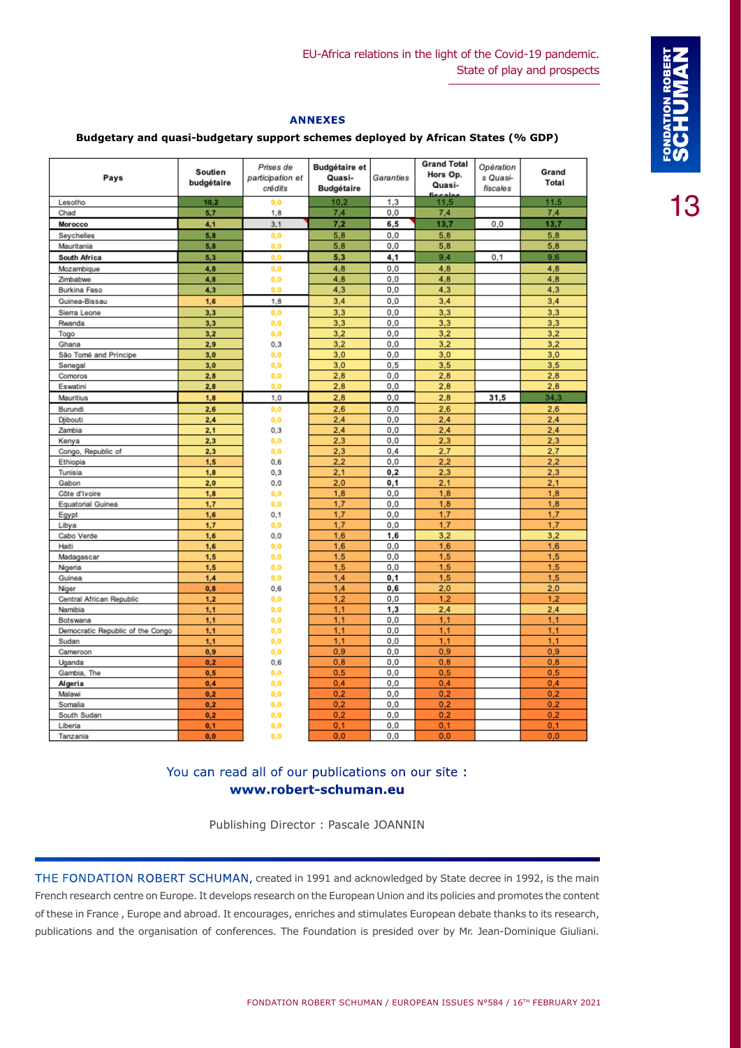## ANNEXES

**Budgetary and quasi-budgetary support schemes deployed by African States (% GDP)**

| Pays | Soutien budgétaire | *Prises de participation et crédits* | Budgétaire et Quasi-Budgétaire | *Garanties* | Grand Total Hors Op. Quasi-fiscales | *Opérations Quasi-fiscales* | Grand Total |
|---|---|---|---|---|---|---|---|
| Lesotho | 10,2 | 0,0 | 10,2 | 1,3 | 11,5 | | 11,5 |
| Chad | 5,7 | 1,8 | 7,4 | 0,0 | 7,4 | | 7,4 |
| **Morocco** | 4,1 | 3,1 | 7,2 | 6,5 | 13,7 | 0,0 | 13,7 |
| Seychelles | 5,8 | 0,0 | 5,8 | 0,0 | 5,8 | | 5,8 |
| Mauritania | 5,8 | 0,0 | 5,8 | 0,0 | 5,8 | | 5,8 |
| **South Africa** | 5,3 | 0,0 | 5,3 | 4,1 | 9,4 | 0,1 | 9,6 |
| Mozambique | 4,8 | 0,0 | 4,8 | 0,0 | 4,8 | | 4,8 |
| Zimbabwe | 4,8 | 0,0 | 4,8 | 0,0 | 4,8 | | 4,8 |
| Burkina Faso | 4,3 | 0,0 | 4,3 | 0,0 | 4,3 | | 4,3 |
| Guinea-Bissau | 1,6 | 1,8 | 3,4 | 0,0 | 3,4 | | 3,4 |
| Sierra Leone | 3,3 | 0,0 | 3,3 | 0,0 | 3,3 | | 3,3 |
| Rwanda | 3,3 | 0,0 | 3,3 | 0,0 | 3,3 | | 3,3 |
| Togo | 3,2 | 0,0 | 3,2 | 0,0 | 3,2 | | 3,2 |
| Ghana | 2,9 | 0,3 | 3,2 | 0,0 | 3,2 | | 3,2 |
| São Tomé and Príncipe | 3,0 | 0,0 | 3,0 | 0,0 | 3,0 | | 3,0 |
| Senegal | 3,0 | 0,0 | 3,0 | 0,5 | 3,5 | | 3,5 |
| Comoros | 2,8 | 0,0 | 2,8 | 0,0 | 2,8 | | 2,8 |
| Eswatini | 2,8 | 0,0 | 2,8 | 0,0 | 2,8 | | 2,8 |
| Mauritius | 1,8 | 1,0 | 2,8 | 0,0 | 2,8 | 31,5 | 34,3 |
| Burundi | 2,6 | 0,0 | 2,6 | 0,0 | 2,6 | | 2,6 |
| Djibouti | 2,4 | 0,0 | 2,4 | 0,0 | 2,4 | | 2,4 |
| Zambia | 2,1 | 0,3 | 2,4 | 0,0 | 2,4 | | 2,4 |
| Kenya | 2,3 | 0,0 | 2,3 | 0,0 | 2,3 | | 2,3 |
| Congo, Republic of | 2,3 | 0,0 | 2,3 | 0,4 | 2,7 | | 2,7 |
| Ethiopia | 1,5 | 0,6 | 2,2 | 0,0 | 2,2 | | 2,2 |
| Tunisia | 1,8 | 0,3 | 2,1 | 0,2 | 2,3 | | 2,3 |
| Gabon | 2,0 | 0,0 | 2,0 | 0,1 | 2,1 | | 2,1 |
| Côte d'Ivoire | 1,8 | 0,0 | 1,8 | 0,0 | 1,8 | | 1,8 |
| Equatorial Guinea | 1,7 | 0,0 | 1,7 | 0,0 | 1,8 | | 1,8 |
| Egypt | 1,6 | 0,1 | 1,7 | 0,0 | 1,7 | | 1,7 |
| Libya | 1,7 | 0,0 | 1,7 | 0,0 | 1,7 | | 1,7 |
| Cabo Verde | 1,6 | 0,0 | 1,6 | 1,6 | 3,2 | | 3,2 |
| Haiti | 1,6 | 0,0 | 1,6 | 0,0 | 1,6 | | 1,6 |
| Madagascar | 1,5 | 0,0 | 1,5 | 0,0 | 1,5 | | 1,5 |
| Nigeria | 1,5 | 0,0 | 1,5 | 0,0 | 1,5 | | 1,5 |
| Guinea | 1,4 | 0,0 | 1,4 | 0,1 | 1,5 | | 1,5 |
| Niger | 0,8 | 0,6 | 1,4 | 0,6 | 2,0 | | 2,0 |
| Central African Republic | 1,2 | 0,0 | 1,2 | 0,0 | 1,2 | | 1,2 |
| Namibia | 1,1 | 0,0 | 1,1 | 1,3 | 2,4 | | 2,4 |
| Botswana | 1,1 | 0,0 | 1,1 | 0,0 | 1,1 | | 1,1 |
| Democratic Republic of the Congo | 1,1 | 0,0 | 1,1 | 0,0 | 1,1 | | 1,1 |
| Sudan | 1,1 | 0,0 | 1,1 | 0,0 | 1,1 | | 1,1 |
| Cameroon | 0,9 | 0,0 | 0,9 | 0,0 | 0,9 | | 0,9 |
| Uganda | 0,2 | 0,6 | 0,8 | 0,0 | 0,8 | | 0,8 |
| Gambia, The | 0,5 | 0,0 | 0,5 | 0,0 | 0,5 | | 0,5 |
| **Algeria** | 0,4 | 0,0 | 0,4 | 0,0 | 0,4 | | 0,4 |
| Malawi | 0,2 | 0,0 | 0,2 | 0,0 | 0,2 | | 0,2 |
| Somalia | 0,2 | 0,0 | 0,2 | 0,0 | 0,2 | | 0,2 |
| South Sudan | 0,2 | 0,0 | 0,2 | 0,0 | 0,2 | | 0,2 |
| Liberia | 0,1 | 0,0 | 0,1 | 0,0 | 0,1 | | 0,1 |
| Tanzania | 0,0 | 0,0 | 0,0 | 0,0 | 0,0 | | 0,0 |

You can read all of our publications on our site :
**www.robert-schuman.eu**

Publishing Director : Pascale JOANNIN

THE FONDATION ROBERT SCHUMAN, created in 1991 and acknowledged by State decree in 1992, is the main French research centre on Europe. It develops research on the European Union and its policies and promotes the content of these in France , Europe and abroad. It encourages, enriches and stimulates European debate thanks to its research, publications and the organisation of conferences. The Foundation is presided over by Mr. Jean-Dominique Giuliani.